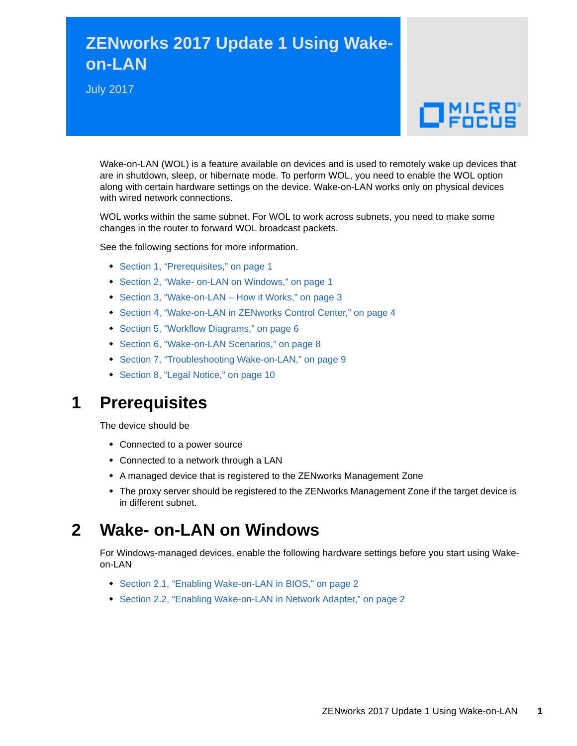# ZENworks 2017 Update 1 Using Wake-on-LAN

July 2017

Wake-on-LAN (WOL) is a feature available on devices and is used to remotely wake up devices that are in shutdown, sleep, or hibernate mode. To perform WOL, you need to enable the WOL option along with certain hardware settings on the device. Wake-on-LAN works only on physical devices with wired network connections.

WOL works within the same subnet. For WOL to work across subnets, you need to make some changes in the router to forward WOL broadcast packets.

See the following sections for more information.

- Section 1, "Prerequisites," on page 1
- Section 2, "Wake- on-LAN on Windows," on page 1
- Section 3, "Wake-on-LAN – How it Works," on page 3
- Section 4, "Wake-on-LAN in ZENworks Control Center," on page 4
- Section 5, "Workflow Diagrams," on page 6
- Section 6, "Wake-on-LAN Scenarios," on page 8
- Section 7, "Troubleshooting Wake-on-LAN," on page 9
- Section 8, "Legal Notice," on page 10

## 1 Prerequisites

The device should be

- Connected to a power source
- Connected to a network through a LAN
- A managed device that is registered to the ZENworks Management Zone
- The proxy server should be registered to the ZENworks Management Zone if the target device is in different subnet.

## 2 Wake- on-LAN on Windows

For Windows-managed devices, enable the following hardware settings before you start using Wake-on-LAN

- Section 2.1, "Enabling Wake-on-LAN in BIOS," on page 2
- Section 2.2, "Enabling Wake-on-LAN in Network Adapter," on page 2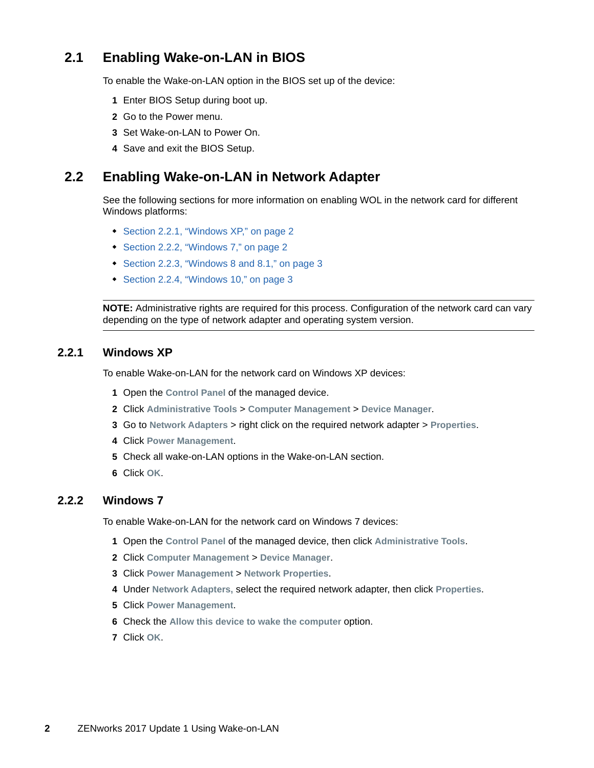## 2.1 Enabling Wake-on-LAN in BIOS

To enable the Wake-on-LAN option in the BIOS set up of the device:

1. Enter BIOS Setup during boot up.
2. Go to the Power menu.
3. Set Wake-on-LAN to Power On.
4. Save and exit the BIOS Setup.

## 2.2 Enabling Wake-on-LAN in Network Adapter

See the following sections for more information on enabling WOL in the network card for different Windows platforms:

- Section 2.2.1, "Windows XP," on page 2
- Section 2.2.2, "Windows 7," on page 2
- Section 2.2.3, "Windows 8 and 8.1," on page 3
- Section 2.2.4, "Windows 10," on page 3

---

**NOTE:** Administrative rights are required for this process. Configuration of the network card can vary depending on the type of network adapter and operating system version.

---

### 2.2.1 Windows XP

To enable Wake-on-LAN for the network card on Windows XP devices:

1. Open the **Control Panel** of the managed device.
2. Click **Administrative Tools** > **Computer Management** > **Device Manager**.
3. Go to **Network Adapters** > right click on the required network adapter > **Properties**.
4. Click **Power Management**.
5. Check all wake-on-LAN options in the Wake-on-LAN section.
6. Click **OK**.

### 2.2.2 Windows 7

To enable Wake-on-LAN for the network card on Windows 7 devices:

1. Open the **Control Panel** of the managed device, then click **Administrative Tools**.
2. Click **Computer Management** > **Device Manager**.
3. Click **Power Management** > **Network Properties**.
4. Under **Network Adapters,** select the required network adapter, then click **Properties**.
5. Click **Power Management**.
6. Check the **Allow this device to wake the computer** option.
7. Click **OK**.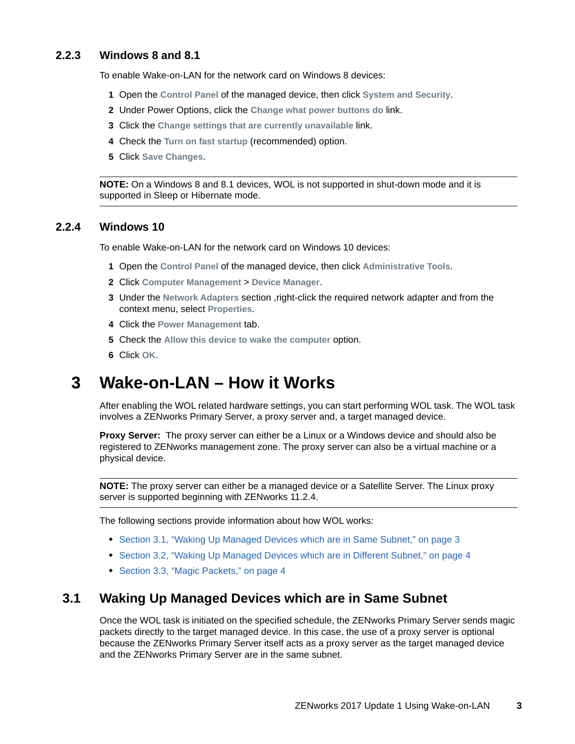### 2.2.3 Windows 8 and 8.1

To enable Wake-on-LAN for the network card on Windows 8 devices:

1. Open the **Control Panel** of the managed device, then click **System and Security**.
2. Under Power Options, click the **Change what power buttons do** link.
3. Click the **Change settings that are currently unavailable** link.
4. Check the **Turn on fast startup** (recommended) option.
5. Click **Save Changes**.

---

**NOTE:** On a Windows 8 and 8.1 devices, WOL is not supported in shut-down mode and it is supported in Sleep or Hibernate mode.

---

### 2.2.4 Windows 10

To enable Wake-on-LAN for the network card on Windows 10 devices:

1. Open the **Control Panel** of the managed device, then click **Administrative Tools**.
2. Click **Computer Management** > **Device Manager**.
3. Under the **Network Adapters** section ,right-click the required network adapter and from the context menu, select **Properties**.
4. Click the **Power Management** tab.
5. Check the **Allow this device to wake the computer** option.
6. Click **OK**.

# 3 Wake-on-LAN – How it Works

After enabling the WOL related hardware settings, you can start performing WOL task. The WOL task involves a ZENworks Primary Server, a proxy server and, a target managed device.

**Proxy Server:** The proxy server can either be a Linux or a Windows device and should also be registered to ZENworks management zone. The proxy server can also be a virtual machine or a physical device.

---

**NOTE:** The proxy server can either be a managed device or a Satellite Server. The Linux proxy server is supported beginning with ZENworks 11.2.4.

---

The following sections provide information about how WOL works:

- Section 3.1, "Waking Up Managed Devices which are in Same Subnet," on page 3
- Section 3.2, "Waking Up Managed Devices which are in Different Subnet," on page 4
- Section 3.3, "Magic Packets," on page 4

## 3.1 Waking Up Managed Devices which are in Same Subnet

Once the WOL task is initiated on the specified schedule, the ZENworks Primary Server sends magic packets directly to the target managed device. In this case, the use of a proxy server is optional because the ZENworks Primary Server itself acts as a proxy server as the target managed device and the ZENworks Primary Server are in the same subnet.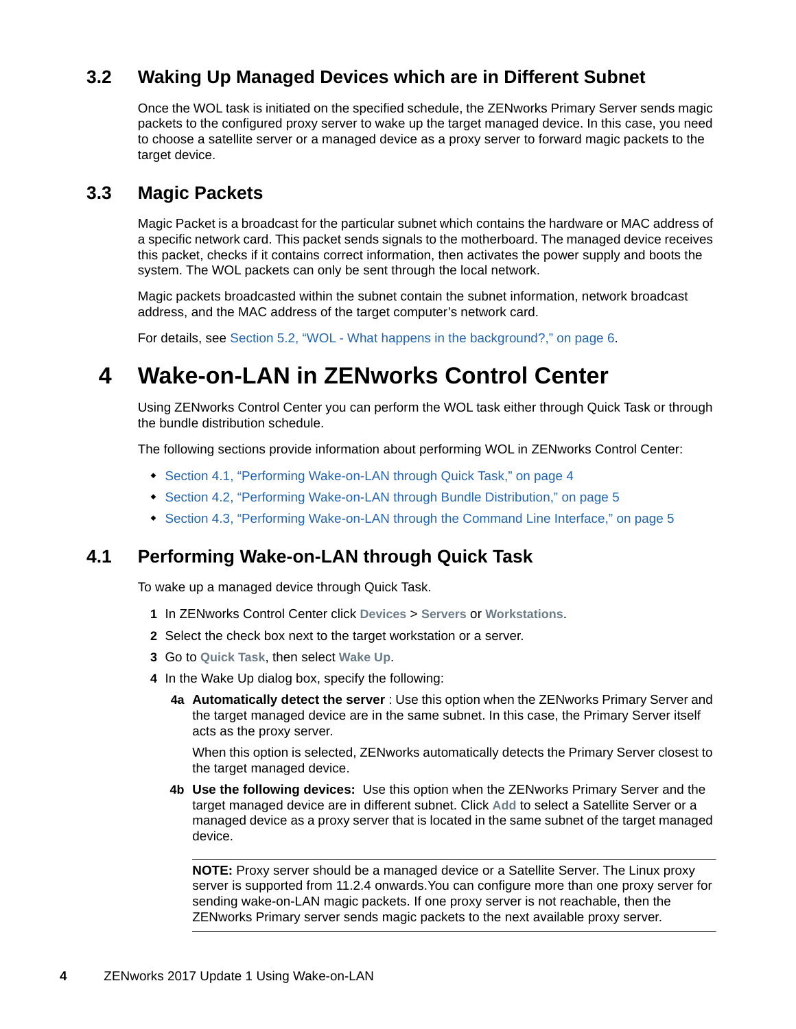## 3.2 Waking Up Managed Devices which are in Different Subnet

Once the WOL task is initiated on the specified schedule, the ZENworks Primary Server sends magic packets to the configured proxy server to wake up the target managed device. In this case, you need to choose a satellite server or a managed device as a proxy server to forward magic packets to the target device.

## 3.3 Magic Packets

Magic Packet is a broadcast for the particular subnet which contains the hardware or MAC address of a specific network card. This packet sends signals to the motherboard. The managed device receives this packet, checks if it contains correct information, then activates the power supply and boots the system. The WOL packets can only be sent through the local network.

Magic packets broadcasted within the subnet contain the subnet information, network broadcast address, and the MAC address of the target computer's network card.

For details, see Section 5.2, "WOL - What happens in the background?," on page 6.

# 4 Wake-on-LAN in ZENworks Control Center

Using ZENworks Control Center you can perform the WOL task either through Quick Task or through the bundle distribution schedule.

The following sections provide information about performing WOL in ZENworks Control Center:

- Section 4.1, "Performing Wake-on-LAN through Quick Task," on page 4
- Section 4.2, "Performing Wake-on-LAN through Bundle Distribution," on page 5
- Section 4.3, "Performing Wake-on-LAN through the Command Line Interface," on page 5

## 4.1 Performing Wake-on-LAN through Quick Task

To wake up a managed device through Quick Task.

1. In ZENworks Control Center click **Devices** > **Servers** or **Workstations**.
2. Select the check box next to the target workstation or a server.
3. Go to **Quick Task**, then select **Wake Up**.
4. In the Wake Up dialog box, specify the following:

   **4a** **Automatically detect the server** : Use this option when the ZENworks Primary Server and the target managed device are in the same subnet. In this case, the Primary Server itself acts as the proxy server.

   When this option is selected, ZENworks automatically detects the Primary Server closest to the target managed device.

   **4b** **Use the following devices:** Use this option when the ZENworks Primary Server and the target managed device are in different subnet. Click **Add** to select a Satellite Server or a managed device as a proxy server that is located in the same subnet of the target managed device.

   ---

   **NOTE:** Proxy server should be a managed device or a Satellite Server. The Linux proxy server is supported from 11.2.4 onwards.You can configure more than one proxy server for sending wake-on-LAN magic packets. If one proxy server is not reachable, then the ZENworks Primary server sends magic packets to the next available proxy server.

   ---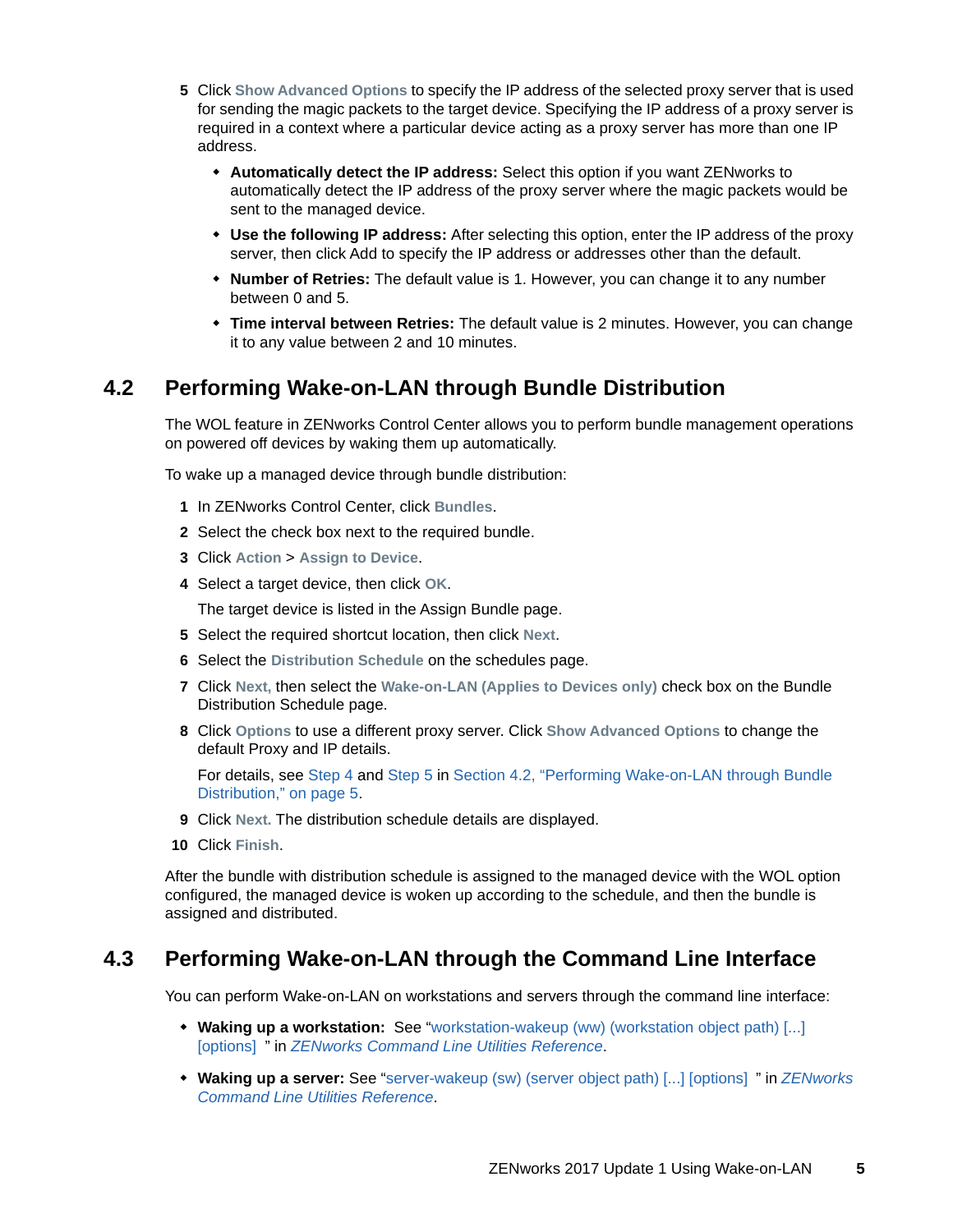5. Click **Show Advanced Options** to specify the IP address of the selected proxy server that is used for sending the magic packets to the target device. Specifying the IP address of a proxy server is required in a context where a particular device acting as a proxy server has more than one IP address.
   - **Automatically detect the IP address:** Select this option if you want ZENworks to automatically detect the IP address of the proxy server where the magic packets would be sent to the managed device.
   - **Use the following IP address:** After selecting this option, enter the IP address of the proxy server, then click Add to specify the IP address or addresses other than the default.
   - **Number of Retries:** The default value is 1. However, you can change it to any number between 0 and 5.
   - **Time interval between Retries:** The default value is 2 minutes. However, you can change it to any value between 2 and 10 minutes.

## 4.2 Performing Wake-on-LAN through Bundle Distribution

The WOL feature in ZENworks Control Center allows you to perform bundle management operations on powered off devices by waking them up automatically.

To wake up a managed device through bundle distribution:

1. In ZENworks Control Center, click **Bundles**.
2. Select the check box next to the required bundle.
3. Click **Action** > **Assign to Device**.
4. Select a target device, then click **OK**.

   The target device is listed in the Assign Bundle page.
5. Select the required shortcut location, then click **Next**.
6. Select the **Distribution Schedule** on the schedules page.
7. Click **Next,** then select the **Wake-on-LAN (Applies to Devices only)** check box on the Bundle Distribution Schedule page.
8. Click **Options** to use a different proxy server. Click **Show Advanced Options** to change the default Proxy and IP details.

   For details, see Step 4 and Step 5 in Section 4.2, "Performing Wake-on-LAN through Bundle Distribution," on page 5.
9. Click **Next.** The distribution schedule details are displayed.
10. Click **Finish**.

After the bundle with distribution schedule is assigned to the managed device with the WOL option configured, the managed device is woken up according to the schedule, and then the bundle is assigned and distributed.

## 4.3 Performing Wake-on-LAN through the Command Line Interface

You can perform Wake-on-LAN on workstations and servers through the command line interface:

- **Waking up a workstation:** See "workstation-wakeup (ww) (workstation object path) [...] [options] " in *ZENworks Command Line Utilities Reference*.
- **Waking up a server:** See "server-wakeup (sw) (server object path) [...] [options] " in *ZENworks Command Line Utilities Reference*.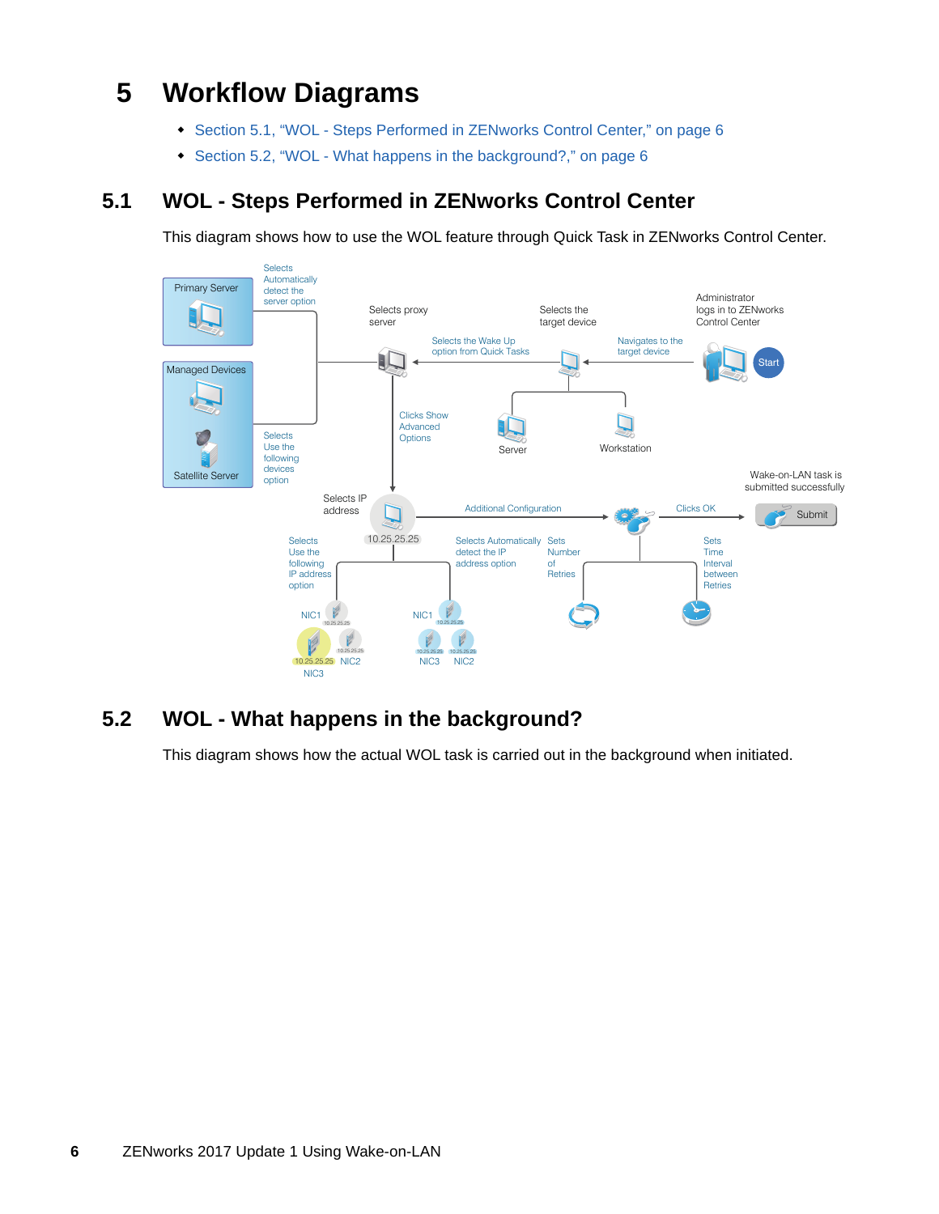# 5 Workflow Diagrams

- Section 5.1, "WOL - Steps Performed in ZENworks Control Center," on page 6
- Section 5.2, "WOL - What happens in the background?," on page 6

## 5.1 WOL - Steps Performed in ZENworks Control Center

This diagram shows how to use the WOL feature through Quick Task in ZENworks Control Center.

## 5.2 WOL - What happens in the background?

This diagram shows how the actual WOL task is carried out in the background when initiated.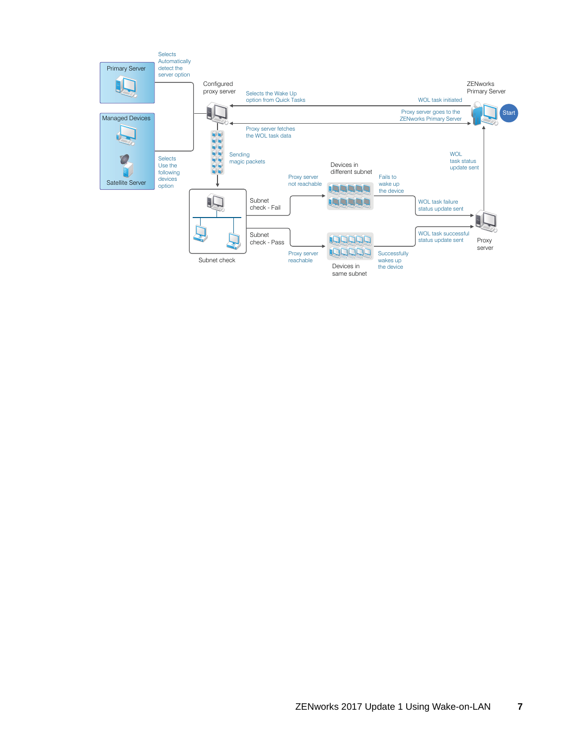Primary Server

Selects Automatically detect the server option

Managed Devices

Satellite Server

Selects Use the following devices option

Configured proxy server

Selects the Wake Up option from Quick Tasks

WOL task initiated

ZENworks Primary Server

Start

Proxy server goes to the ZENworks Primary Server

Proxy server fetches the WOL task data

Sending magic packets

WOL task status update sent

Devices in different subnet

Proxy server not reachable

Fails to wake up the device

Subnet check - Fail

WOL task failure status update sent

Proxy server

Subnet check - Pass

WOL task successful status update sent

Proxy server reachable

Successfully wakes up the device

Devices in same subnet

Subnet check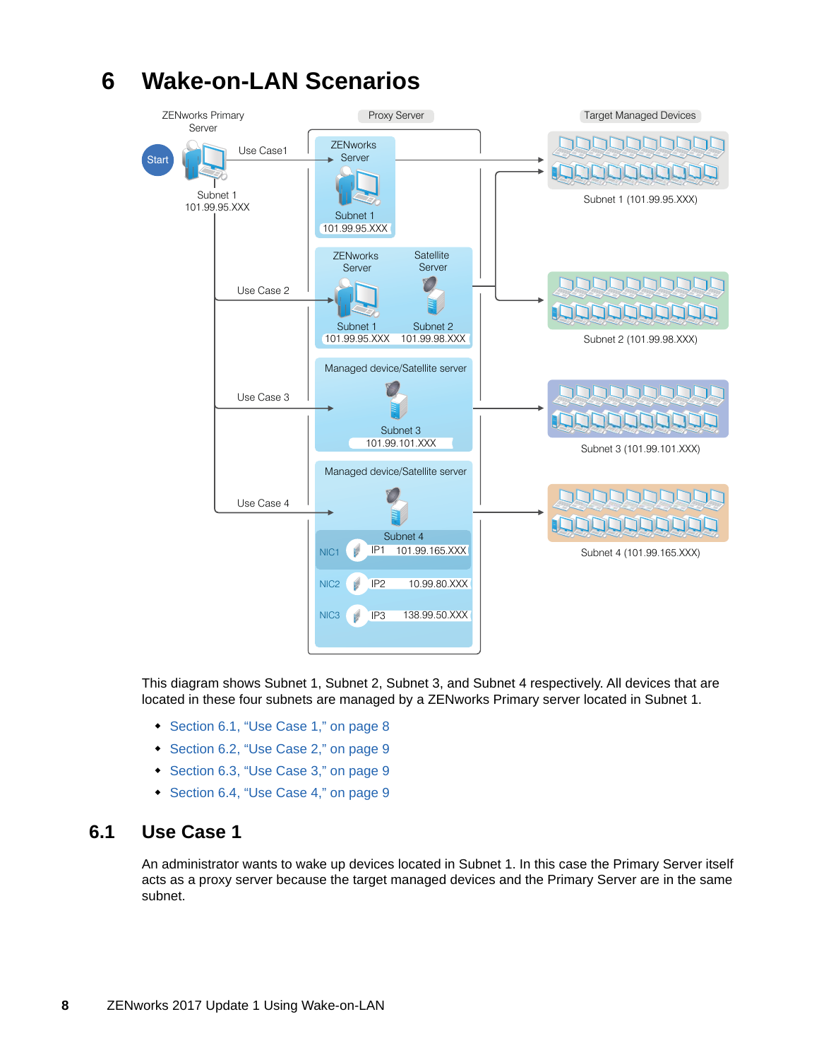# 6 Wake-on-LAN Scenarios

This diagram shows Subnet 1, Subnet 2, Subnet 3, and Subnet 4 respectively. All devices that are located in these four subnets are managed by a ZENworks Primary server located in Subnet 1.

- Section 6.1, "Use Case 1," on page 8
- Section 6.2, "Use Case 2," on page 9
- Section 6.3, "Use Case 3," on page 9
- Section 6.4, "Use Case 4," on page 9

## 6.1 Use Case 1

An administrator wants to wake up devices located in Subnet 1. In this case the Primary Server itself acts as a proxy server because the target managed devices and the Primary Server are in the same subnet.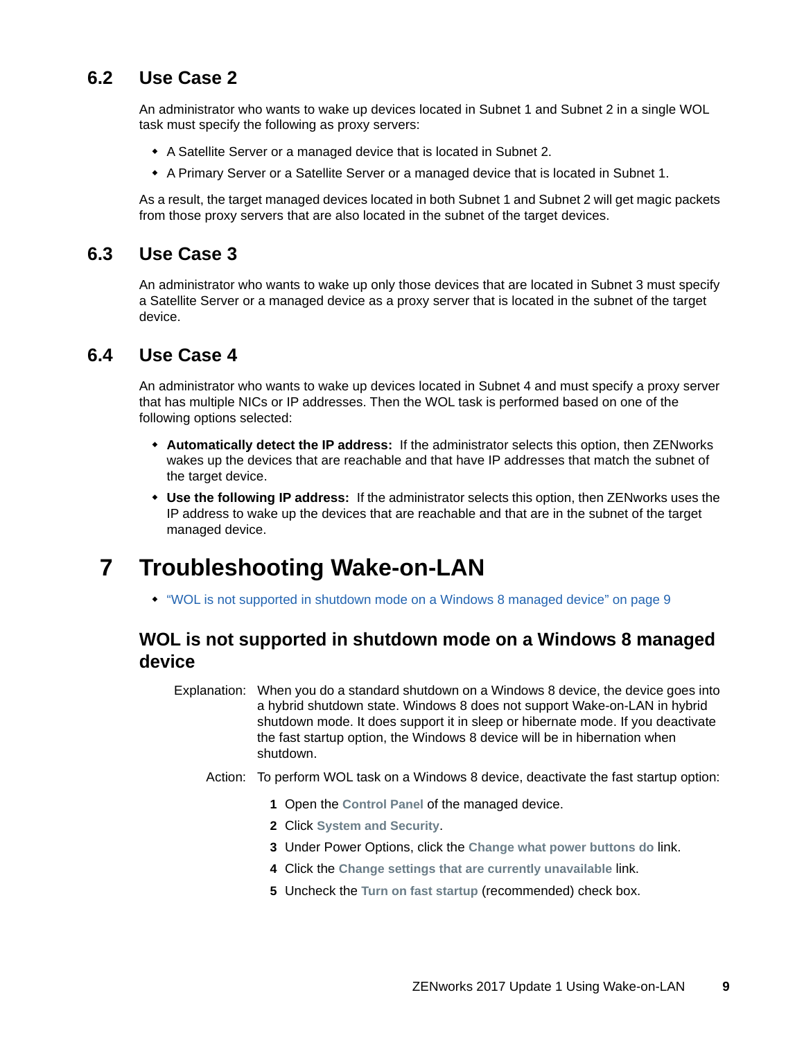## 6.2 Use Case 2

An administrator who wants to wake up devices located in Subnet 1 and Subnet 2 in a single WOL task must specify the following as proxy servers:

- A Satellite Server or a managed device that is located in Subnet 2.
- A Primary Server or a Satellite Server or a managed device that is located in Subnet 1.

As a result, the target managed devices located in both Subnet 1 and Subnet 2 will get magic packets from those proxy servers that are also located in the subnet of the target devices.

## 6.3 Use Case 3

An administrator who wants to wake up only those devices that are located in Subnet 3 must specify a Satellite Server or a managed device as a proxy server that is located in the subnet of the target device.

## 6.4 Use Case 4

An administrator who wants to wake up devices located in Subnet 4 and must specify a proxy server that has multiple NICs or IP addresses. Then the WOL task is performed based on one of the following options selected:

- **Automatically detect the IP address:** If the administrator selects this option, then ZENworks wakes up the devices that are reachable and that have IP addresses that match the subnet of the target device.
- **Use the following IP address:** If the administrator selects this option, then ZENworks uses the IP address to wake up the devices that are reachable and that are in the subnet of the target managed device.

# 7 Troubleshooting Wake-on-LAN

- "WOL is not supported in shutdown mode on a Windows 8 managed device" on page 9

### WOL is not supported in shutdown mode on a Windows 8 managed device

Explanation: When you do a standard shutdown on a Windows 8 device, the device goes into a hybrid shutdown state. Windows 8 does not support Wake-on-LAN in hybrid shutdown mode. It does support it in sleep or hibernate mode. If you deactivate the fast startup option, the Windows 8 device will be in hibernation when shutdown.

Action: To perform WOL task on a Windows 8 device, deactivate the fast startup option:

1. Open the **Control Panel** of the managed device.
2. Click **System and Security**.
3. Under Power Options, click the **Change what power buttons do** link.
4. Click the **Change settings that are currently unavailable** link.
5. Uncheck the **Turn on fast startup** (recommended) check box.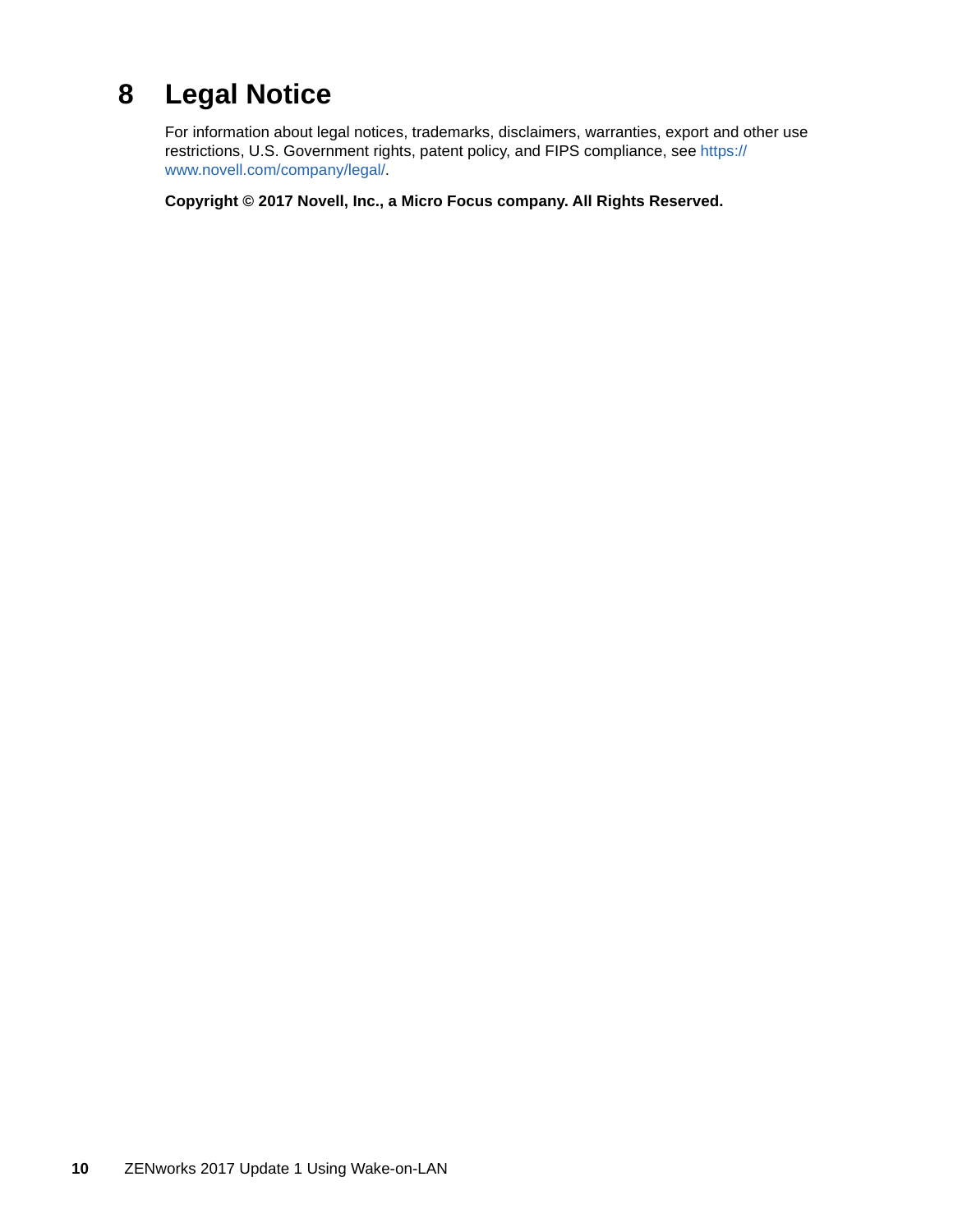# 8 Legal Notice

For information about legal notices, trademarks, disclaimers, warranties, export and other use restrictions, U.S. Government rights, patent policy, and FIPS compliance, see https://www.novell.com/company/legal/.

**Copyright © 2017 Novell, Inc., a Micro Focus company. All Rights Reserved.**